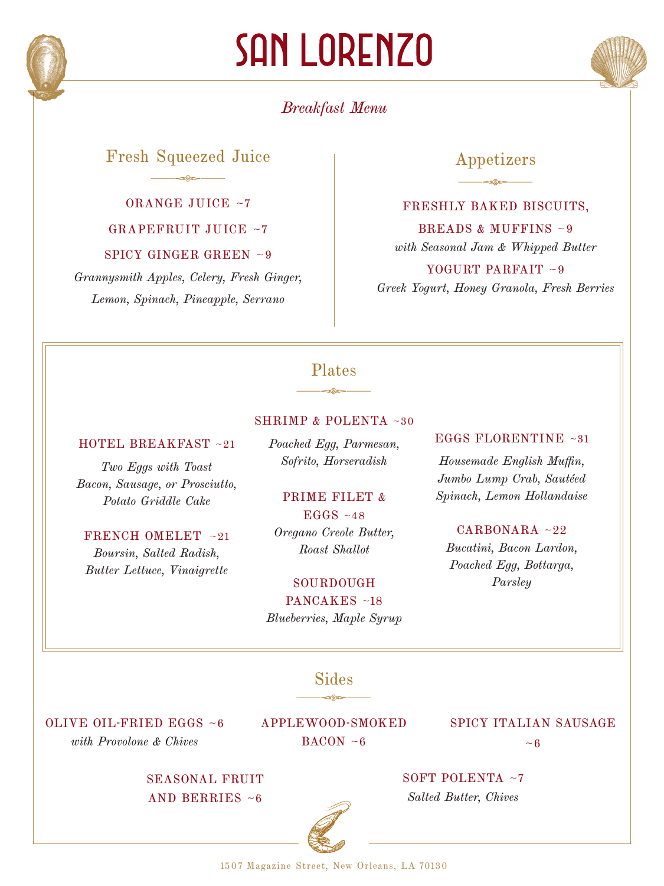# SAN LORENZO

*Breakfast Menu*

## Fresh Squeezed Juice

ORANGE JUICE ~7

GRAPEFRUIT JUICE ~7

SPICY GINGER GREEN ~9

*Grannysmith Apples, Celery, Fresh Ginger, Lemon, Spinach, Pineapple, Serrano*

## Appetizers

FRESHLY BAKED BISCUITS, BREADS & MUFFINS ~9

*with Seasonal Jam & Whipped Butter*

YOGURT PARFAIT ~9

*Greek Yogurt, Honey Granola, Fresh Berries*

## Plates

HOTEL BREAKFAST ~21

*Two Eggs with Toast Bacon, Sausage, or Prosciutto, Potato Griddle Cake*

FRENCH OMELET ~21

*Boursin, Salted Radish, Butter Lettuce, Vinaigrette*

SHRIMP & POLENTA ~30

*Poached Egg, Parmesan, Sofrito, Horseradish*

PRIME FILET & EGGS ~48

*Oregano Creole Butter, Roast Shallot*

SOURDOUGH PANCAKES ~18

*Blueberries, Maple Syrup*

EGGS FLORENTINE ~31

*Housemade English Muffin, Jumbo Lump Crab, Sautéed Spinach, Lemon Hollandaise*

CARBONARA ~22

*Bucatini, Bacon Lardon, Poached Egg, Bottarga, Parsley*

## Sides

OLIVE OIL-FRIED EGGS ~6

*with Provolone & Chives*

APPLEWOOD-SMOKED BACON ~6

SPICY ITALIAN SAUSAGE ~6

SEASONAL FRUIT AND BERRIES ~6

SOFT POLENTA ~7

*Salted Butter, Chives*

1507 Magazine Street, New Orleans, LA 70130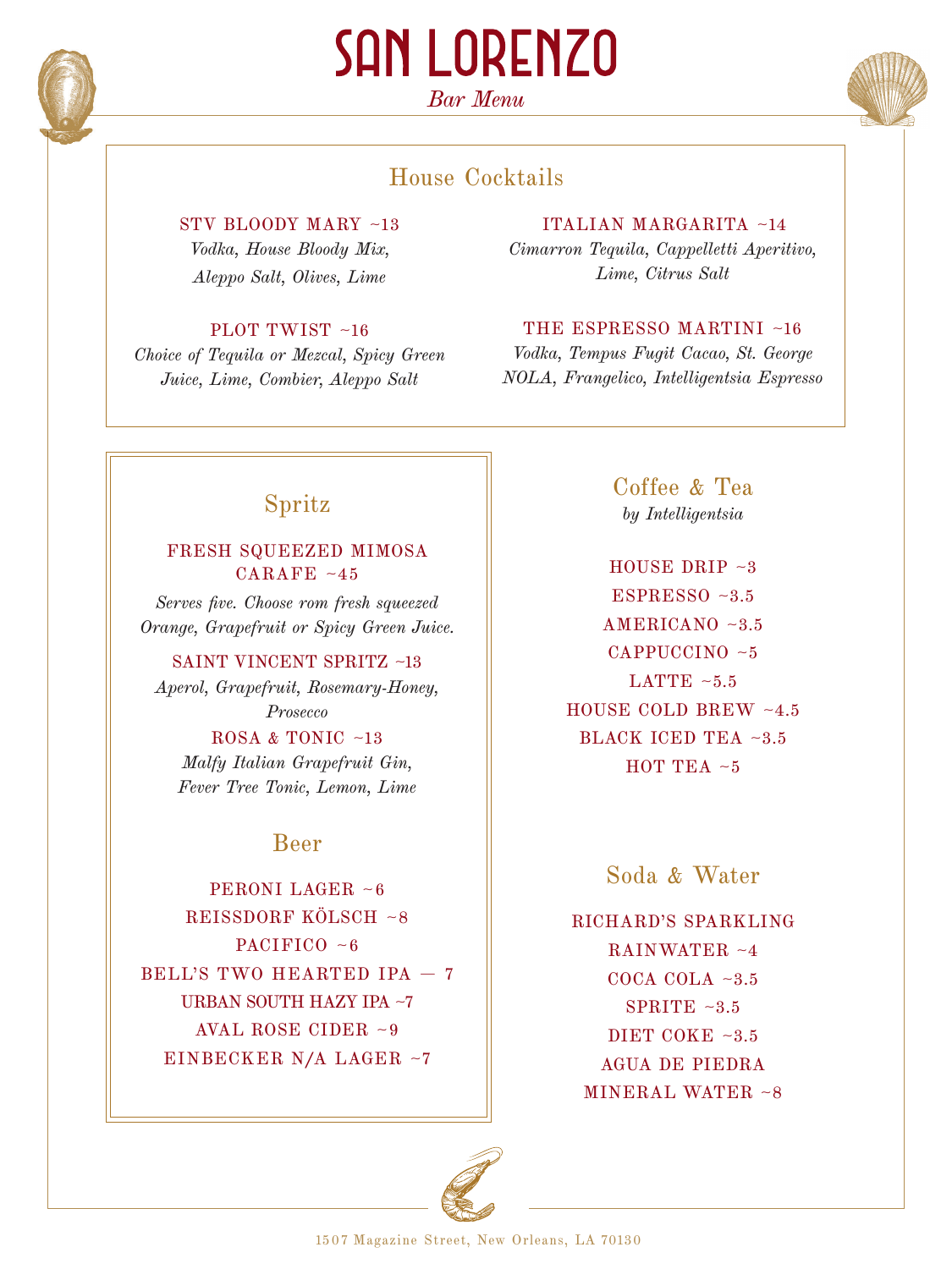# SAN LORENZO

*Bar Menu*

## House Cocktails

STV BLOODY MARY ~13

*Vodka, House Bloody Mix, Aleppo Salt, Olives, Lime*

ITALIAN MARGARITA ~14

*Cimarron Tequila, Cappelletti Aperitivo, Lime, Citrus Salt*

PLOT TWIST ~16

*Choice of Tequila or Mezcal, Spicy Green Juice, Lime, Combier, Aleppo Salt*

THE ESPRESSO MARTINI ~16

*Vodka, Tempus Fugit Cacao, St. George NOLA, Frangelico, Intelligentsia Espresso*

## Spritz

FRESH SQUEEZED MIMOSA CARAFE ~45

*Serves five. Choose rom fresh squeezed Orange, Grapefruit or Spicy Green Juice.*

SAINT VINCENT SPRITZ ~13

*Aperol, Grapefruit, Rosemary-Honey, Prosecco*

ROSA & TONIC ~13

*Malfy Italian Grapefruit Gin, Fever Tree Tonic, Lemon, Lime*

## Beer

PERONI LAGER ~6

REISSDORF KÖLSCH ~8

PACIFICO ~6

BELL'S TWO HEARTED IPA — 7

URBAN SOUTH HAZY IPA ~7

AVAL ROSE CIDER ~9

EINBECKER N/A LAGER ~7

## Coffee & Tea

*by Intelligentsia*

HOUSE DRIP ~3

ESPRESSO ~3.5

AMERICANO ~3.5

CAPPUCCINO ~5

LATTE ~5.5

HOUSE COLD BREW ~4.5

BLACK ICED TEA ~3.5

HOT TEA ~5

## Soda & Water

RICHARD'S SPARKLING RAINWATER ~4

COCA COLA ~3.5

SPRITE ~3.5

DIET COKE ~3.5

AGUA DE PIEDRA MINERAL WATER ~8

1507 Magazine Street, New Orleans, LA 70130